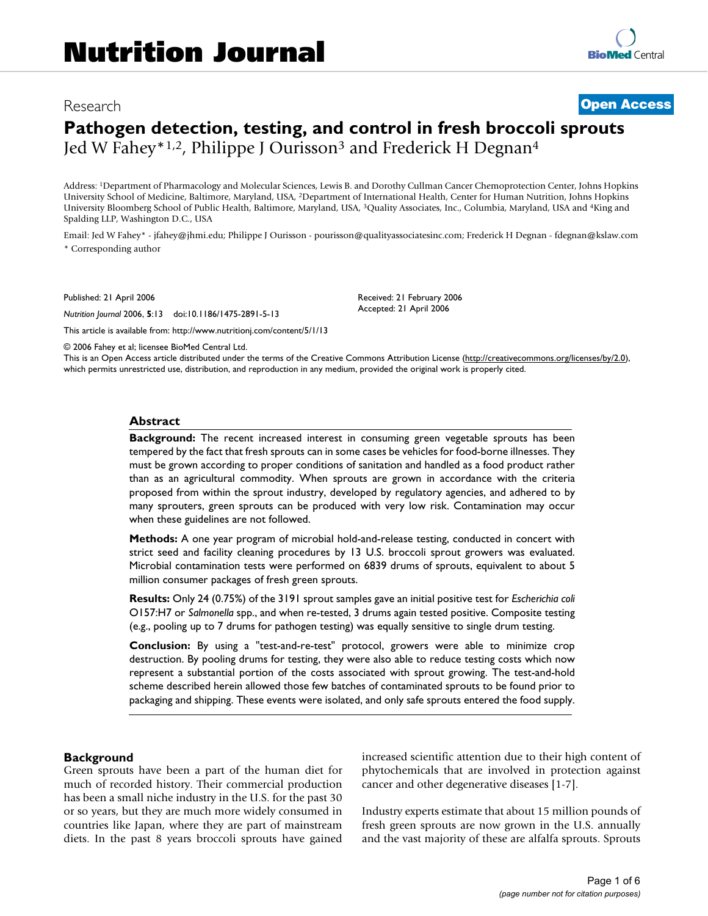Research **Open Access**

# Pathogen detection, testing, and control in fresh broccoli sprouts

Jed W Fahey*[1,2], Philippe J Ourisson[3] and Frederick H Degnan[4]

Address: [1]Department of Pharmacology and Molecular Sciences, Lewis B. and Dorothy Cullman Cancer Chemoprotection Center, Johns Hopkins University School of Medicine, Baltimore, Maryland, USA, [2]Department of International Health, Center for Human Nutrition, Johns Hopkins University Bloomberg School of Public Health, Baltimore, Maryland, USA, [3]Quality Associates, Inc., Columbia, Maryland, USA and [4]King and Spalding LLP, Washington D.C., USA

Email: Jed W Fahey* - jfahey@jhmi.edu; Philippe J Ourisson - pourisson@qualityassociatesinc.com; Frederick H Degnan - fdegnan@kslaw.com

* Corresponding author

Published: 21 April 2006

*Nutrition Journal* 2006, **5**:13 doi:10.1186/1475-2891-5-13

Received: 21 February 2006
Accepted: 21 April 2006

This article is available from: http://www.nutritionj.com/content/5/1/13

© 2006 Fahey et al; licensee BioMed Central Ltd.
This is an Open Access article distributed under the terms of the Creative Commons Attribution License (http://creativecommons.org/licenses/by/2.0), which permits unrestricted use, distribution, and reproduction in any medium, provided the original work is properly cited.

## Abstract

**Background:** The recent increased interest in consuming green vegetable sprouts has been tempered by the fact that fresh sprouts can in some cases be vehicles for food-borne illnesses. They must be grown according to proper conditions of sanitation and handled as a food product rather than as an agricultural commodity. When sprouts are grown in accordance with the criteria proposed from within the sprout industry, developed by regulatory agencies, and adhered to by many sprouters, green sprouts can be produced with very low risk. Contamination may occur when these guidelines are not followed.

**Methods:** A one year program of microbial hold-and-release testing, conducted in concert with strict seed and facility cleaning procedures by 13 U.S. broccoli sprout growers was evaluated. Microbial contamination tests were performed on 6839 drums of sprouts, equivalent to about 5 million consumer packages of fresh green sprouts.

**Results:** Only 24 (0.75%) of the 3191 sprout samples gave an initial positive test for *Escherichia coli* O157:H7 or *Salmonella* spp., and when re-tested, 3 drums again tested positive. Composite testing (e.g., pooling up to 7 drums for pathogen testing) was equally sensitive to single drum testing.

**Conclusion:** By using a "test-and-re-test" protocol, growers were able to minimize crop destruction. By pooling drums for testing, they were also able to reduce testing costs which now represent a substantial portion of the costs associated with sprout growing. The test-and-hold scheme described herein allowed those few batches of contaminated sprouts to be found prior to packaging and shipping. These events were isolated, and only safe sprouts entered the food supply.

## Background

Green sprouts have been a part of the human diet for much of recorded history. Their commercial production has been a small niche industry in the U.S. for the past 30 or so years, but they are much more widely consumed in countries like Japan, where they are part of mainstream diets. In the past 8 years broccoli sprouts have gained increased scientific attention due to their high content of phytochemicals that are involved in protection against cancer and other degenerative diseases [1-7].

Industry experts estimate that about 15 million pounds of fresh green sprouts are now grown in the U.S. annually and the vast majority of these are alfalfa sprouts. Sprouts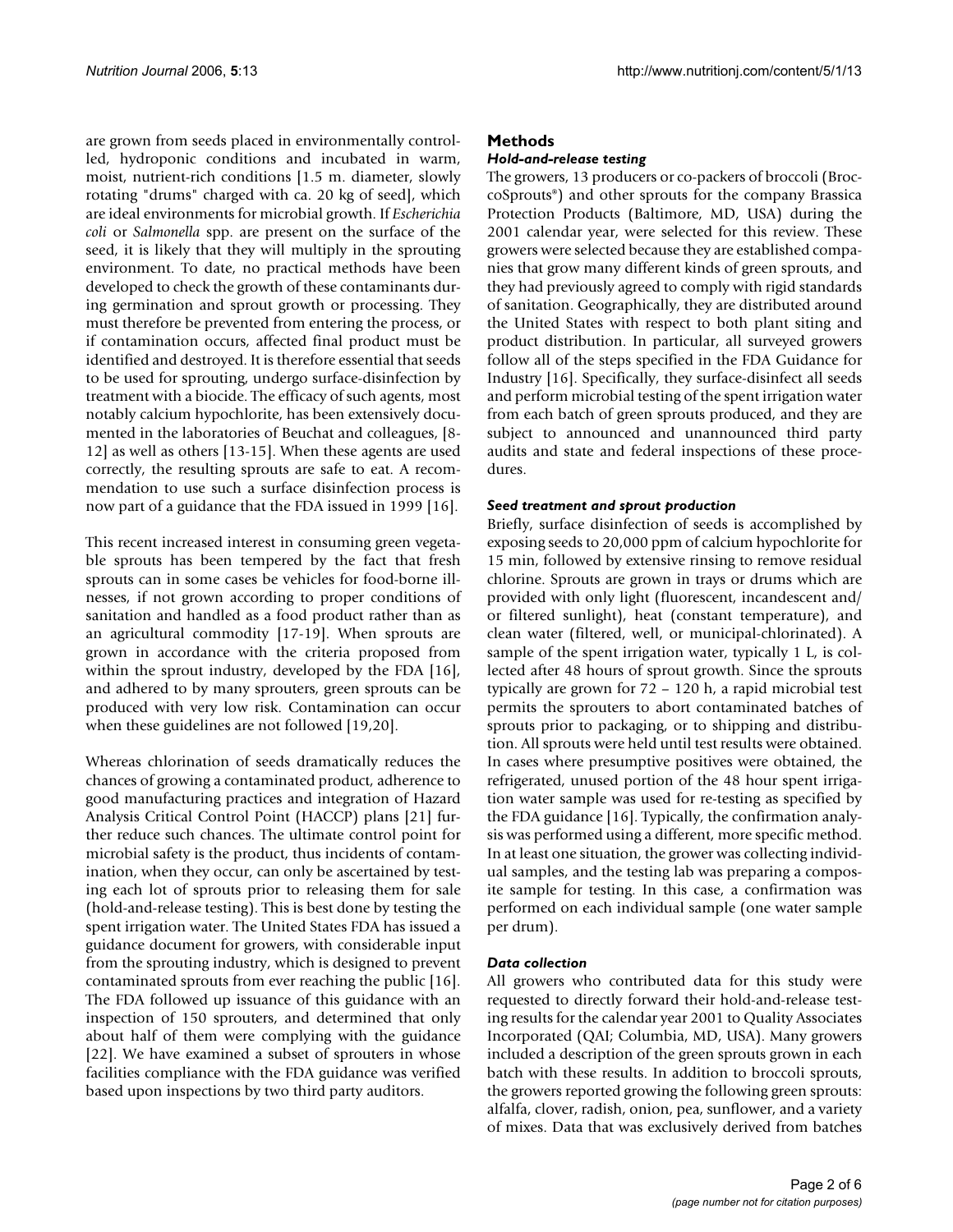are grown from seeds placed in environmentally controlled, hydroponic conditions and incubated in warm, moist, nutrient-rich conditions [1.5 m. diameter, slowly rotating "drums" charged with ca. 20 kg of seed], which are ideal environments for microbial growth. If *Escherichia coli* or *Salmonella* spp. are present on the surface of the seed, it is likely that they will multiply in the sprouting environment. To date, no practical methods have been developed to check the growth of these contaminants during germination and sprout growth or processing. They must therefore be prevented from entering the process, or if contamination occurs, affected final product must be identified and destroyed. It is therefore essential that seeds to be used for sprouting, undergo surface-disinfection by treatment with a biocide. The efficacy of such agents, most notably calcium hypochlorite, has been extensively documented in the laboratories of Beuchat and colleagues, [8-12] as well as others [13-15]. When these agents are used correctly, the resulting sprouts are safe to eat. A recommendation to use such a surface disinfection process is now part of a guidance that the FDA issued in 1999 [16].

This recent increased interest in consuming green vegetable sprouts has been tempered by the fact that fresh sprouts can in some cases be vehicles for food-borne illnesses, if not grown according to proper conditions of sanitation and handled as a food product rather than as an agricultural commodity [17-19]. When sprouts are grown in accordance with the criteria proposed from within the sprout industry, developed by the FDA [16], and adhered to by many sprouters, green sprouts can be produced with very low risk. Contamination can occur when these guidelines are not followed [19,20].

Whereas chlorination of seeds dramatically reduces the chances of growing a contaminated product, adherence to good manufacturing practices and integration of Hazard Analysis Critical Control Point (HACCP) plans [21] further reduce such chances. The ultimate control point for microbial safety is the product, thus incidents of contamination, when they occur, can only be ascertained by testing each lot of sprouts prior to releasing them for sale (hold-and-release testing). This is best done by testing the spent irrigation water. The United States FDA has issued a guidance document for growers, with considerable input from the sprouting industry, which is designed to prevent contaminated sprouts from ever reaching the public [16]. The FDA followed up issuance of this guidance with an inspection of 150 sprouters, and determined that only about half of them were complying with the guidance [22]. We have examined a subset of sprouters in whose facilities compliance with the FDA guidance was verified based upon inspections by two third party auditors.

## Methods

### *Hold-and-release testing*

The growers, 13 producers or co-packers of broccoli (BroccoSprouts®) and other sprouts for the company Brassica Protection Products (Baltimore, MD, USA) during the 2001 calendar year, were selected for this review. These growers were selected because they are established companies that grow many different kinds of green sprouts, and they had previously agreed to comply with rigid standards of sanitation. Geographically, they are distributed around the United States with respect to both plant siting and product distribution. In particular, all surveyed growers follow all of the steps specified in the FDA Guidance for Industry [16]. Specifically, they surface-disinfect all seeds and perform microbial testing of the spent irrigation water from each batch of green sprouts produced, and they are subject to announced and unannounced third party audits and state and federal inspections of these procedures.

### *Seed treatment and sprout production*

Briefly, surface disinfection of seeds is accomplished by exposing seeds to 20,000 ppm of calcium hypochlorite for 15 min, followed by extensive rinsing to remove residual chlorine. Sprouts are grown in trays or drums which are provided with only light (fluorescent, incandescent and/or filtered sunlight), heat (constant temperature), and clean water (filtered, well, or municipal-chlorinated). A sample of the spent irrigation water, typically 1 L, is collected after 48 hours of sprout growth. Since the sprouts typically are grown for 72 – 120 h, a rapid microbial test permits the sprouters to abort contaminated batches of sprouts prior to packaging, or to shipping and distribution. All sprouts were held until test results were obtained. In cases where presumptive positives were obtained, the refrigerated, unused portion of the 48 hour spent irrigation water sample was used for re-testing as specified by the FDA guidance [16]. Typically, the confirmation analysis was performed using a different, more specific method. In at least one situation, the grower was collecting individual samples, and the testing lab was preparing a composite sample for testing. In this case, a confirmation was performed on each individual sample (one water sample per drum).

### *Data collection*

All growers who contributed data for this study were requested to directly forward their hold-and-release testing results for the calendar year 2001 to Quality Associates Incorporated (QAI; Columbia, MD, USA). Many growers included a description of the green sprouts grown in each batch with these results. In addition to broccoli sprouts, the growers reported growing the following green sprouts: alfalfa, clover, radish, onion, pea, sunflower, and a variety of mixes. Data that was exclusively derived from batches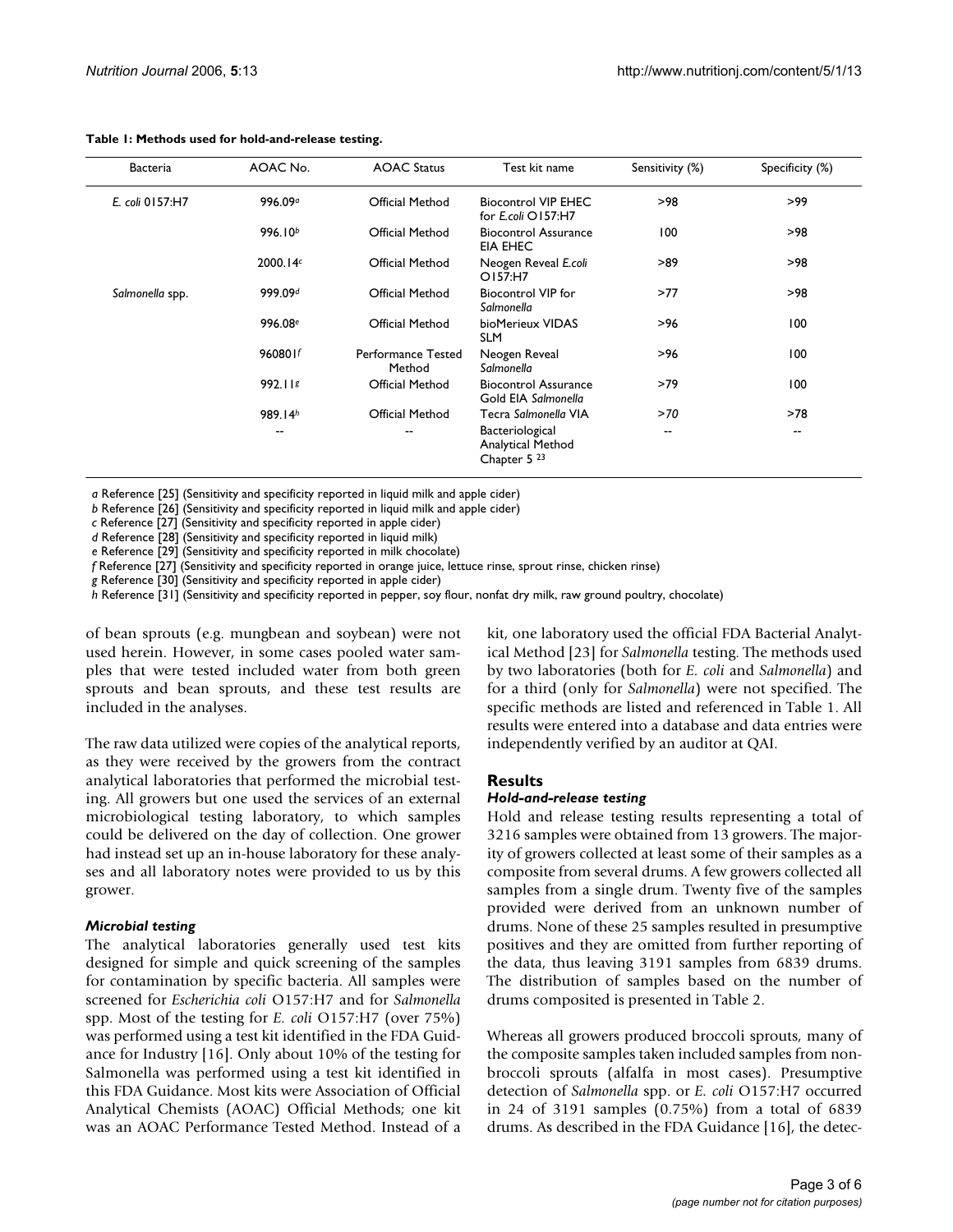**Table 1: Methods used for hold-and-release testing.**

| Bacteria | AOAC No. | AOAC Status | Test kit name | Sensitivity (%) | Specificity (%) |
|---|---|---|---|---|---|
| *E. coli* 0157:H7 | 996.09[a] | Official Method | Biocontrol VIP EHEC for *E.coli* O157:H7 | >98 | >99 |
| | 996.10[b] | Official Method | Biocontrol Assurance EIA EHEC | 100 | >98 |
| | 2000.14[c] | Official Method | Neogen Reveal *E.coli* O157:H7 | >89 | >98 |
| *Salmonella* spp. | 999.09[d] | Official Method | Biocontrol VIP for *Salmonella* | >77 | >98 |
| | 996.08[e] | Official Method | bioMerieux VIDAS SLM | >96 | 100 |
| | 960801[f] | Performance Tested Method | Neogen Reveal *Salmonella* | >96 | 100 |
| | 992.11[g] | Official Method | Biocontrol Assurance Gold EIA *Salmonella* | >79 | 100 |
| | 989.14[h] | Official Method | Tecra *Salmonella* VIA | >70 | >78 |
| | -- | -- | Bacteriological Analytical Method Chapter 5 [23] | -- | -- |

*a* Reference [25] (Sensitivity and specificity reported in liquid milk and apple cider)
*b* Reference [26] (Sensitivity and specificity reported in liquid milk and apple cider)
*c* Reference [27] (Sensitivity and specificity reported in apple cider)
*d* Reference [28] (Sensitivity and specificity reported in liquid milk)
*e* Reference [29] (Sensitivity and specificity reported in milk chocolate)
*f* Reference [27] (Sensitivity and specificity reported in orange juice, lettuce rinse, sprout rinse, chicken rinse)
*g* Reference [30] (Sensitivity and specificity reported in apple cider)
*h* Reference [31] (Sensitivity and specificity reported in pepper, soy flour, nonfat dry milk, raw ground poultry, chocolate)

of bean sprouts (e.g. mungbean and soybean) were not used herein. However, in some cases pooled water samples that were tested included water from both green sprouts and bean sprouts, and these test results are included in the analyses.

The raw data utilized were copies of the analytical reports, as they were received by the growers from the contract analytical laboratories that performed the microbial testing. All growers but one used the services of an external microbiological testing laboratory, to which samples could be delivered on the day of collection. One grower had instead set up an in-house laboratory for these analyses and all laboratory notes were provided to us by this grower.

### *Microbial testing*

The analytical laboratories generally used test kits designed for simple and quick screening of the samples for contamination by specific bacteria. All samples were screened for *Escherichia coli* O157:H7 and for *Salmonella* spp. Most of the testing for *E. coli* O157:H7 (over 75%) was performed using a test kit identified in the FDA Guidance for Industry [16]. Only about 10% of the testing for Salmonella was performed using a test kit identified in this FDA Guidance. Most kits were Association of Official Analytical Chemists (AOAC) Official Methods; one kit was an AOAC Performance Tested Method. Instead of a kit, one laboratory used the official FDA Bacterial Analytical Method [23] for *Salmonella* testing. The methods used by two laboratories (both for *E. coli* and *Salmonella*) and for a third (only for *Salmonella*) were not specified. The specific methods are listed and referenced in Table 1. All results were entered into a database and data entries were independently verified by an auditor at QAI.

## Results

### *Hold-and-release testing*

Hold and release testing results representing a total of 3216 samples were obtained from 13 growers. The majority of growers collected at least some of their samples as a composite from several drums. A few growers collected all samples from a single drum. Twenty five of the samples provided were derived from an unknown number of drums. None of these 25 samples resulted in presumptive positives and they are omitted from further reporting of the data, thus leaving 3191 samples from 6839 drums. The distribution of samples based on the number of drums composited is presented in Table 2.

Whereas all growers produced broccoli sprouts, many of the composite samples taken included samples from non-broccoli sprouts (alfalfa in most cases). Presumptive detection of *Salmonella* spp. or *E. coli* O157:H7 occurred in 24 of 3191 samples (0.75%) from a total of 6839 drums. As described in the FDA Guidance [16], the detec-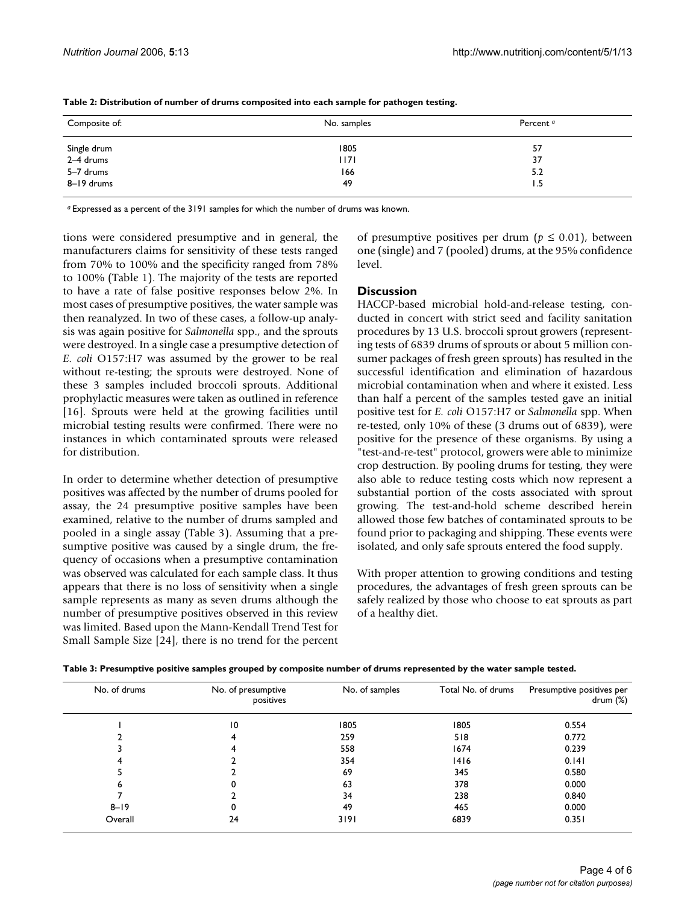**Table 2: Distribution of number of drums composited into each sample for pathogen testing.**

| Composite of: | No. samples | Percent [a] |
| --- | --- | --- |
| Single drum | 1805 | 57 |
| 2–4 drums | 1171 | 37 |
| 5–7 drums | 166 | 5.2 |
| 8–19 drums | 49 | 1.5 |

[a] Expressed as a percent of the 3191 samples for which the number of drums was known.

tions were considered presumptive and in general, the manufacturers claims for sensitivity of these tests ranged from 70% to 100% and the specificity ranged from 78% to 100% (Table 1). The majority of the tests are reported to have a rate of false positive responses below 2%. In most cases of presumptive positives, the water sample was then reanalyzed. In two of these cases, a follow-up analysis was again positive for *Salmonella* spp., and the sprouts were destroyed. In a single case a presumptive detection of *E. coli* O157:H7 was assumed by the grower to be real without re-testing; the sprouts were destroyed. None of these 3 samples included broccoli sprouts. Additional prophylactic measures were taken as outlined in reference [16]. Sprouts were held at the growing facilities until microbial testing results were confirmed. There were no instances in which contaminated sprouts were released for distribution.

In order to determine whether detection of presumptive positives was affected by the number of drums pooled for assay, the 24 presumptive positive samples have been examined, relative to the number of drums sampled and pooled in a single assay (Table 3). Assuming that a presumptive positive was caused by a single drum, the frequency of occasions when a presumptive contamination was observed was calculated for each sample class. It thus appears that there is no loss of sensitivity when a single sample represents as many as seven drums although the number of presumptive positives observed in this review was limited. Based upon the Mann-Kendall Trend Test for Small Sample Size [24], there is no trend for the percent of presumptive positives per drum ($p \leq 0.01$), between one (single) and 7 (pooled) drums, at the 95% confidence level.

## Discussion

HACCP-based microbial hold-and-release testing, conducted in concert with strict seed and facility sanitation procedures by 13 U.S. broccoli sprout growers (representing tests of 6839 drums of sprouts or about 5 million consumer packages of fresh green sprouts) has resulted in the successful identification and elimination of hazardous microbial contamination when and where it existed. Less than half a percent of the samples tested gave an initial positive test for *E. coli* O157:H7 or *Salmonella* spp. When re-tested, only 10% of these (3 drums out of 6839), were positive for the presence of these organisms. By using a "test-and-re-test" protocol, growers were able to minimize crop destruction. By pooling drums for testing, they were also able to reduce testing costs which now represent a substantial portion of the costs associated with sprout growing. The test-and-hold scheme described herein allowed those few batches of contaminated sprouts to be found prior to packaging and shipping. These events were isolated, and only safe sprouts entered the food supply.

With proper attention to growing conditions and testing procedures, the advantages of fresh green sprouts can be safely realized by those who choose to eat sprouts as part of a healthy diet.

**Table 3: Presumptive positive samples grouped by composite number of drums represented by the water sample tested.**

| No. of drums | No. of presumptive positives | No. of samples | Total No. of drums | Presumptive positives per drum (%) |
| --- | --- | --- | --- | --- |
| 1 | 10 | 1805 | 1805 | 0.554 |
| 2 | 4 | 259 | 518 | 0.772 |
| 3 | 4 | 558 | 1674 | 0.239 |
| 4 | 2 | 354 | 1416 | 0.141 |
| 5 | 2 | 69 | 345 | 0.580 |
| 6 | 0 | 63 | 378 | 0.000 |
| 7 | 2 | 34 | 238 | 0.840 |
| 8–19 | 0 | 49 | 465 | 0.000 |
| Overall | 24 | 3191 | 6839 | 0.351 |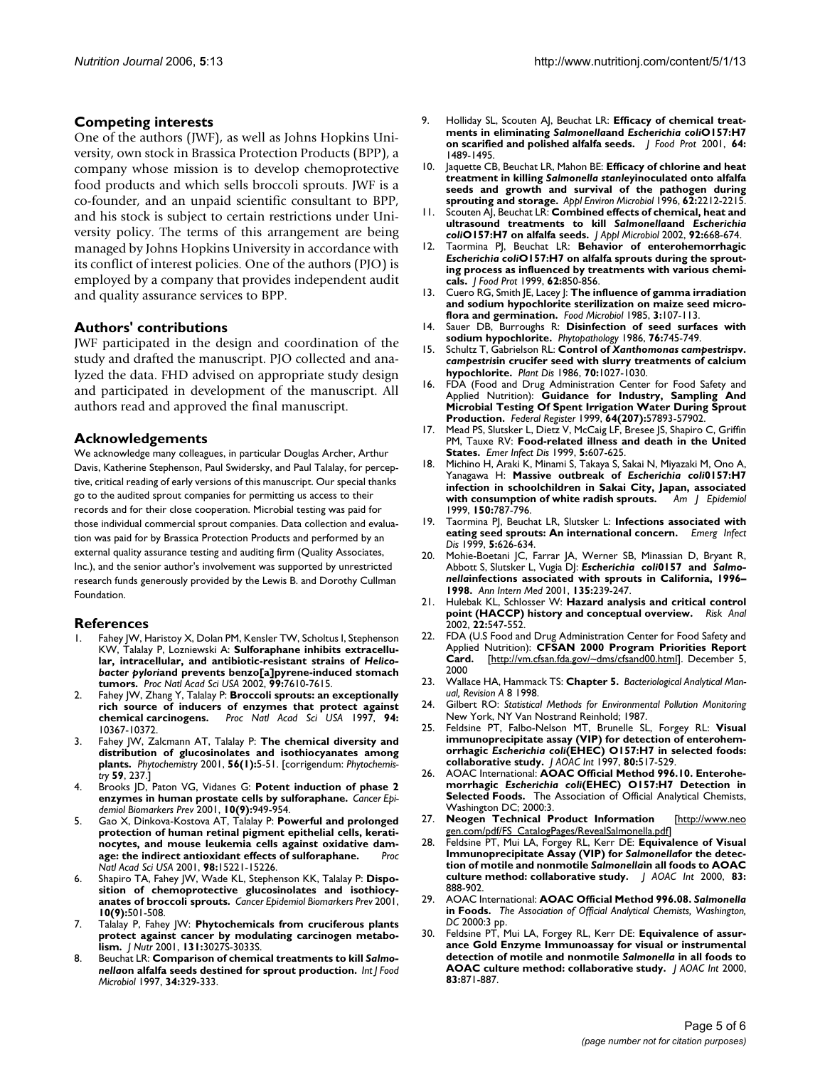## Competing interests

One of the authors (JWF), as well as Johns Hopkins University, own stock in Brassica Protection Products (BPP), a company whose mission is to develop chemoprotective food products and which sells broccoli sprouts. JWF is a co-founder, and an unpaid scientific consultant to BPP, and his stock is subject to certain restrictions under University policy. The terms of this arrangement are being managed by Johns Hopkins University in accordance with its conflict of interest policies. One of the authors (PJO) is employed by a company that provides independent audit and quality assurance services to BPP.

## Authors' contributions

JWF participated in the design and coordination of the study and drafted the manuscript. PJO collected and analyzed the data. FHD advised on appropriate study design and participated in development of the manuscript. All authors read and approved the final manuscript.

## Acknowledgements

We acknowledge many colleagues, in particular Douglas Archer, Arthur Davis, Katherine Stephenson, Paul Swidersky, and Paul Talalay, for perceptive, critical reading of early versions of this manuscript. Our special thanks go to the audited sprout companies for permitting us access to their records and for their close cooperation. Microbial testing was paid for those individual commercial sprout companies. Data collection and evaluation was paid for by Brassica Protection Products and performed by an external quality assurance testing and auditing firm (Quality Associates, Inc.), and the senior author's involvement was supported by unrestricted research funds generously provided by the Lewis B. and Dorothy Cullman Foundation.

## References

1. Fahey JW, Haristoy X, Dolan PM, Kensler TW, Scholtus I, Stephenson KW, Talalay P, Lozniewski A: **Sulforaphane inhibits extracellular, intracellular, and antibiotic-resistant strains of *Helicobacter pylori*and prevents benzo[a]pyrene-induced stomach tumors.** *Proc Natl Acad Sci USA* 2002, **99:**7610-7615.
2. Fahey JW, Zhang Y, Talalay P: **Broccoli sprouts: an exceptionally rich source of inducers of enzymes that protect against chemical carcinogens.** *Proc Natl Acad Sci USA* 1997, **94:** 10367-10372.
3. Fahey JW, Zalcmann AT, Talalay P: **The chemical diversity and distribution of glucosinolates and isothiocyanates among plants.** *Phytochemistry* 2001, **56(1):**5-51. [corrigendum: *Phytochemistry* **59**, 237.]
4. Brooks JD, Paton VG, Vidanes G: **Potent induction of phase 2 enzymes in human prostate cells by sulforaphane.** *Cancer Epidemiol Biomarkers Prev* 2001, **10(9):**949-954.
5. Gao X, Dinkova-Kostova AT, Talalay P: **Powerful and prolonged protection of human retinal pigment epithelial cells, keratinocytes, and mouse leukemia cells against oxidative damage: the indirect antioxidant effects of sulforaphane.** *Proc Natl Acad Sci USA* 2001, **98:**15221-15226.
6. Shapiro TA, Fahey JW, Wade KL, Stephenson KK, Talalay P: **Disposition of chemoprotective glucosinolates and isothiocyanates of broccoli sprouts.** *Cancer Epidemiol Biomarkers Prev* 2001, **10(9):**501-508.
7. Talalay P, Fahey JW: **Phytochemicals from cruciferous plants protect against cancer by modulating carcinogen metabolism.** *J Nutr* 2001, **131:**3027S-3033S.
8. Beuchat LR: **Comparison of chemical treatments to kill *Salmonella*on alfalfa seeds destined for sprout production.** *Int J Food Microbiol* 1997, **34:**329-333.
9. Holliday SL, Scouten AJ, Beuchat LR: **Efficacy of chemical treatments in eliminating *Salmonella*and *Escherichia coli*O157:H7 on scarified and polished alfalfa seeds.** *J Food Prot* 2001, **64:** 1489-1495.
10. Jaquette CB, Beuchat LR, Mahon BE: **Efficacy of chlorine and heat treatment in killing *Salmonella stanley*inoculated onto alfalfa seeds and growth and survival of the pathogen during sprouting and storage.** *Appl Environ Microbiol* 1996, **62:**2212-2215.
11. Scouten AJ, Beuchat LR: **Combined effects of chemical, heat and ultrasound treatments to kill *Salmonella*and *Escherichia coli*O157:H7 on alfalfa seeds.** *J Appl Microbiol* 2002, **92:**668-674.
12. Taormina PJ, Beuchat LR: **Behavior of enterohemorrhagic *Escherichia coli*O157:H7 on alfalfa sprouts during the sprouting process as influenced by treatments with various chemicals.** *J Food Prot* 1999, **62:**850-856.
13. Cuero RG, Smith JE, Lacey J: **The influence of gamma irradiation and sodium hypochlorite sterilization on maize seed microflora and germination.** *Food Microbiol* 1985, **3:**107-113.
14. Sauer DB, Burroughs R: **Disinfection of seed surfaces with sodium hypochlorite.** *Phytopathology* 1986, **76:**745-749.
15. Schultz T, Gabrielson RL: **Control of *Xanthomonas campestris*pv. *campestris*in crucifer seed with slurry treatments of calcium hypochlorite.** *Plant Dis* 1986, **70:**1027-1030.
16. FDA (Food and Drug Administration Center for Food Safety and Applied Nutrition): **Guidance for Industry, Sampling And Microbial Testing Of Spent Irrigation Water During Sprout Production.** *Federal Register* 1999, **64(207):**57893-57902.
17. Mead PS, Slutsker L, Dietz V, McCaig LF, Bresee JS, Shapiro C, Griffin PM, Tauxe RV: **Food-related illness and death in the United States.** *Emer Infect Dis* 1999, **5:**607-625.
18. Michino H, Araki K, Minami S, Takaya S, Sakai N, Miyazaki M, Ono A, Yanagawa H: **Massive outbreak of *Escherichia coli*0157:H7 infection in schoolchildren in Sakai City, Japan, associated with consumption of white radish sprouts.** *Am J Epidemiol* 1999, **150:**787-796.
19. Taormina PJ, Beuchat LR, Slutsker L: **Infections associated with eating seed sprouts: An international concern.** *Emerg Infect Dis* 1999, **5:**626-634.
20. Mohie-Boetani JC, Farrar JA, Werner SB, Minassian D, Bryant R, Abbott S, Slutsker L, Vugia DJ: ***Escherichia coli*0157 and *Salmonella*infections associated with sprouts in California, 1996–1998.** *Ann Intern Med* 2001, **135:**239-247.
21. Hulebak KL, Schlosser W: **Hazard analysis and critical control point (HACCP) history and conceptual overview.** *Risk Anal* 2002, **22:**547-552.
22. FDA (U.S Food and Drug Administration Center for Food Safety and Applied Nutrition): **CFSAN 2000 Program Priorities Report Card.** [http://vm.cfsan.fda.gov/~dms/cfsand00.html]. December 5, 2000
23. Wallace HA, Hammack TS: **Chapter 5.** *Bacteriological Analytical Manual, Revision A* 8 1998.
24. Gilbert RO: *Statistical Methods for Environmental Pollution Monitoring* New York, NY Van Nostrand Reinhold; 1987.
25. Feldsine PT, Falbo-Nelson MT, Brunelle SL, Forgey RL: **Visual immunoprecipitate assay (VIP) for detection of enterohemorrhagic *Escherichia coli*(EHEC) O157:H7 in selected foods: collaborative study.** *J AOAC Int* 1997, **80:**517-529.
26. AOAC International: **AOAC Official Method 996.10. Enterohemorrhagic *Escherichia coli*(EHEC) O157:H7 Detection in Selected Foods.** The Association of Official Analytical Chemists, Washington DC; 2000:3.
27. **Neogen Technical Product Information** [http://www.neogen.com/pdf/FS_CatalogPages/RevealSalmonella.pdf]
28. Feldsine PT, Mui LA, Forgey RL, Kerr DE: **Equivalence of Visual Immunoprecipitate Assay (VIP) for *Salmonella*for the detection of motile and nonmotile *Salmonella*in all foods to AOAC culture method: collaborative study.** *J AOAC Int* 2000, **83:** 888-902.
29. AOAC International: **AOAC Official Method 996.08. *Salmonella* in Foods.** *The Association of Official Analytical Chemists, Washington, DC* 2000:3 pp.
30. Feldsine PT, Mui LA, Forgey RL, Kerr DE: **Equivalence of assurance Gold Enzyme Immunoassay for visual or instrumental detection of motile and nonmotile *Salmonella* in all foods to AOAC culture method: collaborative study.** *J AOAC Int* 2000, **83:**871-887.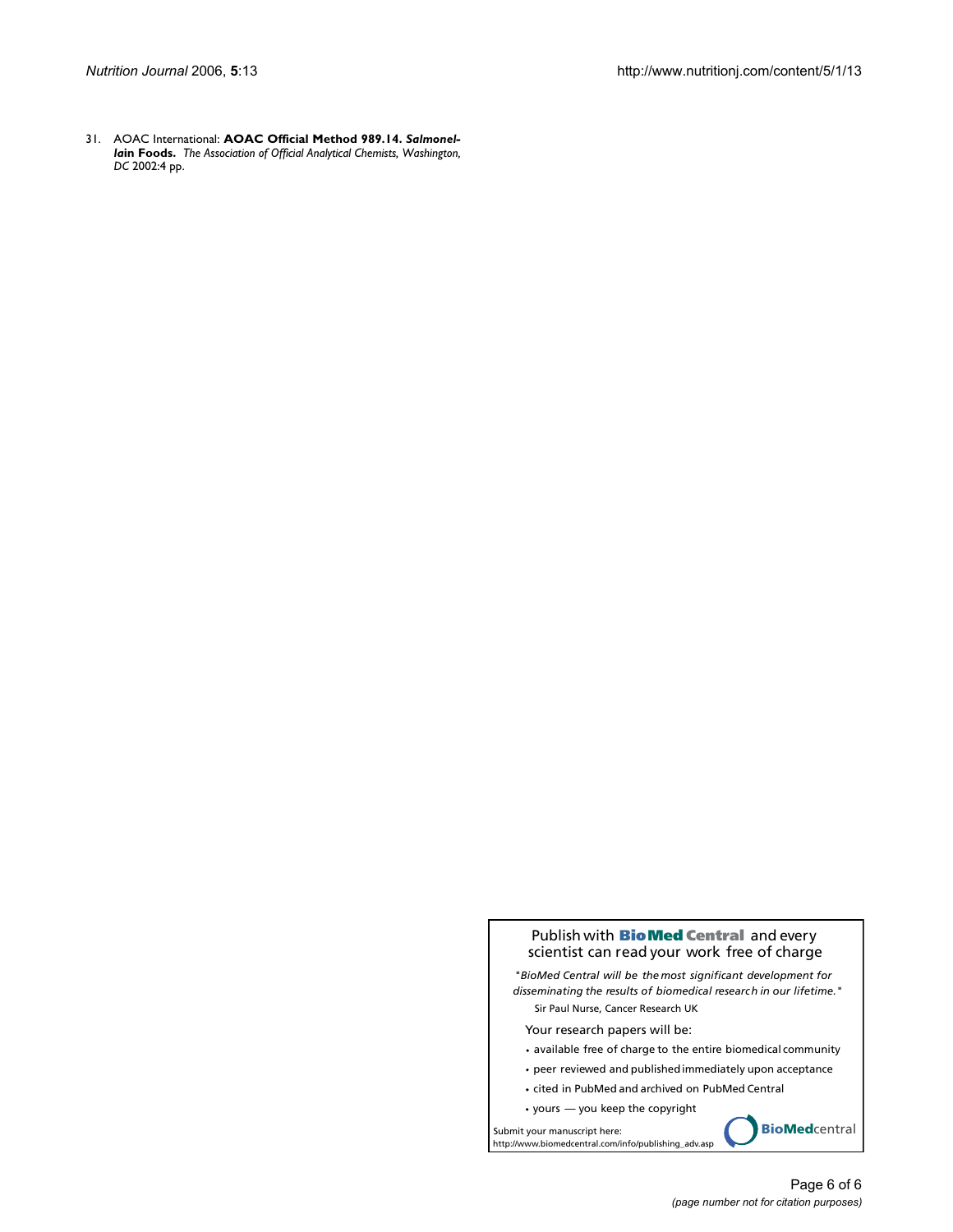31. AOAC International: **AOAC Official Method 989.14. *Salmonella* in Foods.** *The Association of Official Analytical Chemists, Washington, DC* 2002:4 pp.

Publish with **BioMed Central** and every scientist can read your work free of charge

*"BioMed Central will be the most significant development for disseminating the results of biomedical research in our lifetime."*
Sir Paul Nurse, Cancer Research UK

Your research papers will be:

- available free of charge to the entire biomedical community
- peer reviewed and published immediately upon acceptance
- cited in PubMed and archived on PubMed Central
- yours — you keep the copyright

Submit your manuscript here:
http://www.biomedcentral.com/info/publishing_adv.asp

**BioMed**central